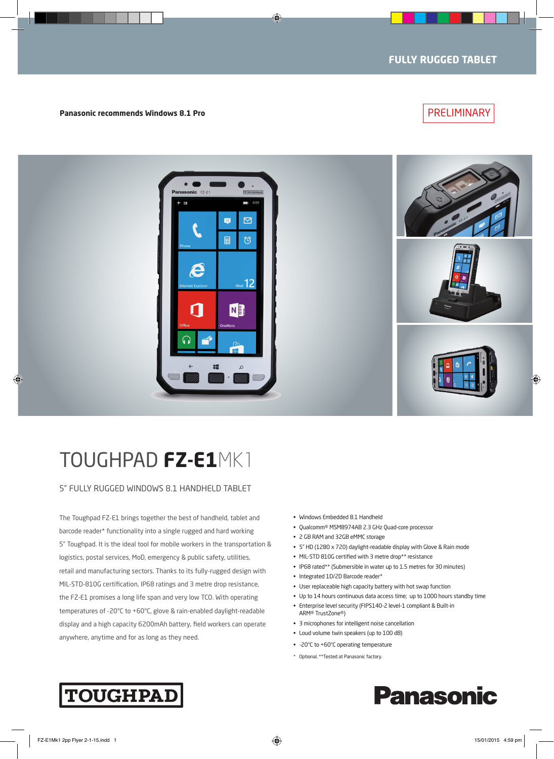FULLY RUGGED TABLET

**Panasonic recommends Windows 8.1 Pro**

PRELIMINARY

# TOUGHPAD **FZ-E1**MK1

## 5" FULLY RUGGED WINDOWS 8.1 HANDHELD TABLET

The Toughpad FZ-E1 brings together the best of handheld, tablet and barcode reader* functionality into a single rugged and hard working 5" Toughpad. It is the ideal tool for mobile workers in the transportation & logistics, postal services, MoD, emergency & public safety, utilities, retail and manufacturing sectors. Thanks to its fully-rugged design with MIL-STD-810G certification, IP68 ratings and 3 metre drop resistance, the FZ-E1 promises a long life span and very low TCO. With operating temperatures of -20°C to +60°C, glove & rain-enabled daylight-readable display and a high capacity 6200mAh battery, field workers can operate anywhere, anytime and for as long as they need.

- Windows Embedded 8.1 Handheld
- Qualcomm® MSM8974AB 2.3 GHz Quad-core processor
- 2 GB RAM and 32GB eMMC storage
- 5" HD (1280 x 720) daylight-readable display with Glove & Rain mode
- MIL-STD 810G certified with 3 metre drop** resistance
- IP68 rated** (Submersible in water up to 1.5 metres for 30 minutes)
- Integrated 1D/2D Barcode reader*
- User replaceable high capacity battery with hot swap function
- Up to 14 hours continuous data access time; up to 1000 hours standby time
- Enterprise level security (FIPS140-2 level-1 compliant & Built-in ARM® TrustZone®)
- 3 microphones for intelligent noise cancellation
- Loud volume twin speakers (up to 100 dB)
- -20°C to +60°C operating temperature

\* Optional. **Tested at Panasonic factory.

TOUGHPAD

Panasonic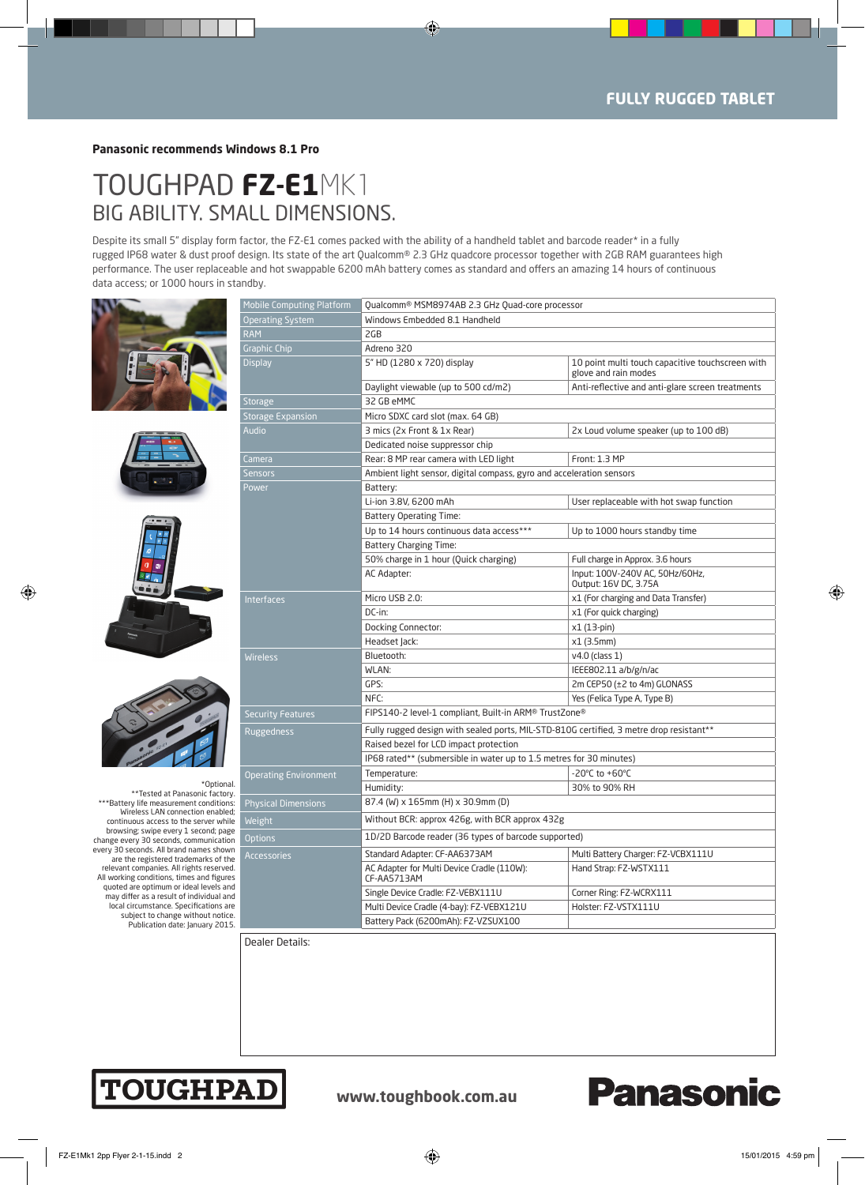FULLY RUGGED TABLET

**Panasonic recommends Windows 8.1 Pro**

# TOUGHPAD **FZ-E1**MK1

## BIG ABILITY. SMALL DIMENSIONS.

Despite its small 5" display form factor, the FZ-E1 comes packed with the ability of a handheld tablet and barcode reader* in a fully rugged IP68 water & dust proof design. Its state of the art Qualcomm® 2.3 GHz quadcore processor together with 2GB RAM guarantees high performance. The user replaceable and hot swappable 6200 mAh battery comes as standard and offers an amazing 14 hours of continuous data access; or 1000 hours in standby.

| | | |
|---|---|---|
| Mobile Computing Platform | Qualcomm® MSM8974AB 2.3 GHz Quad-core processor | |
| Operating System | Windows Embedded 8.1 Handheld | |
| RAM | 2GB | |
| Graphic Chip | Adreno 320 | |
| Display | 5" HD (1280 x 720) display | 10 point multi touch capacitive touchscreen with glove and rain modes |
| | Daylight viewable (up to 500 cd/m2) | Anti-reflective and anti-glare screen treatments |
| Storage | 32 GB eMMC | |
| Storage Expansion | Micro SDXC card slot (max. 64 GB) | |
| Audio | 3 mics (2x Front & 1x Rear) | 2x Loud volume speaker (up to 100 dB) |
| | Dedicated noise suppressor chip | |
| Camera | Rear: 8 MP rear camera with LED light | Front: 1.3 MP |
| Sensors | Ambient light sensor, digital compass, gyro and acceleration sensors | |
| Power | Battery: | |
| | Li-ion 3.8V, 6200 mAh | User replaceable with hot swap function |
| | Battery Operating Time: | |
| | Up to 14 hours continuous data access*** | Up to 1000 hours standby time |
| | Battery Charging Time: | |
| | 50% charge in 1 hour (Quick charging) | Full charge in Approx. 3.6 hours |
| | AC Adapter: | Input: 100V-240V AC, 50Hz/60Hz, Output: 16V DC, 3.75A |
| Interfaces | Micro USB 2.0: | x1 (For charging and Data Transfer) |
| | DC-in: | x1 (For quick charging) |
| | Docking Connector: | x1 (13-pin) |
| | Headset Jack: | x1 (3.5mm) |
| Wireless | Bluetooth: | v4.0 (class 1) |
| | WLAN: | IEEE802.11 a/b/g/n/ac |
| | GPS: | 2m CEP50 (±2 to 4m) GLONASS |
| | NFC: | Yes (Felica Type A, Type B) |
| Security Features | FIPS140-2 level-1 compliant, Built-in ARM® TrustZone® | |
| Ruggedness | Fully rugged design with sealed ports, MIL-STD-810G certified, 3 metre drop resistant** | |
| | Raised bezel for LCD impact protection | |
| | IP68 rated** (submersible in water up to 1.5 metres for 30 minutes) | |
| Operating Environment | Temperature: | -20°C to +60°C |
| | Humidity: | 30% to 90% RH |
| Physical Dimensions | 87.4 (W) x 165mm (H) x 30.9mm (D) | |
| Weight | Without BCR: approx 426g, with BCR approx 432g | |
| Options | 1D/2D Barcode reader (36 types of barcode supported) | |
| Accessories | Standard Adapter: CF-AA6373AM | Multi Battery Charger: FZ-VCBX111U |
| | AC Adapter for Multi Device Cradle (110W): CF-AA5713AM | Hand Strap: FZ-WSTX111 |
| | Single Device Cradle: FZ-VEBX111U | Corner Ring: FZ-WCRX111 |
| | Multi Device Cradle (4-bay): FZ-VEBX121U | Holster: FZ-VSTX111U |
| | Battery Pack (6200mAh): FZ-VZSUX100 | |

*Optional.
**Tested at Panasonic factory.
***Battery life measurement conditions: Wireless LAN connection enabled; continuous access to the server while browsing; swipe every 1 second; page change every 30 seconds, communication every 30 seconds. All brand names shown are the registered trademarks of the relevant companies. All rights reserved. All working conditions, times and figures quoted are optimum or ideal levels and may differ as a result of individual and local circumstance. Specifications are subject to change without notice. Publication date: January 2015.

Dealer Details:

TOUGHPAD

www.toughbook.com.au

Panasonic